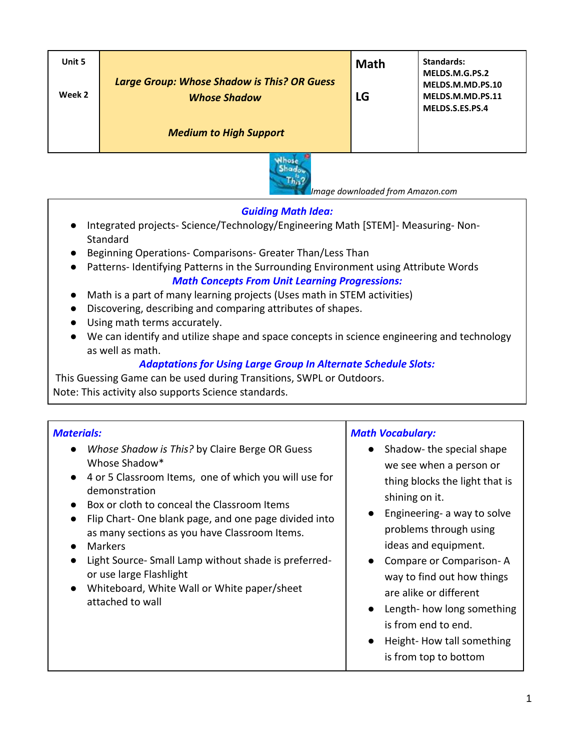| Unit 5<br><br>Week 2 | ***Large Group: Whose Shadow is This? OR Guess Whose Shadow***<br><br>***Medium to High Support*** | **Math**<br><br>**LG** | **Standards:**<br>**MELDS.M.G.PS.2**<br>**MELDS.M.MD.PS.10**<br>**MELDS.M.MD.PS.11**<br>**MELDS.S.ES.PS.4** |
|---|---|---|---|

*Image downloaded from Amazon.com*

### *Guiding Math Idea:*

- Integrated projects- Science/Technology/Engineering Math [STEM]- Measuring- Non-Standard
- Beginning Operations- Comparisons- Greater Than/Less Than
- Patterns- Identifying Patterns in the Surrounding Environment using Attribute Words

### *Math Concepts From Unit Learning Progressions:*

- Math is a part of many learning projects (Uses math in STEM activities)
- Discovering, describing and comparing attributes of shapes.
- Using math terms accurately.
- We can identify and utilize shape and space concepts in science engineering and technology as well as math.

### *Adaptations for Using Large Group In Alternate Schedule Slots:*

This Guessing Game can be used during Transitions, SWPL or Outdoors.
Note: This activity also supports Science standards.

| ***Materials:*** | ***Math Vocabulary:*** |
|---|---|
| • *Whose Shadow is This?* by Claire Berge OR Guess Whose Shadow*<br>• 4 or 5 Classroom Items, one of which you will use for demonstration<br>• Box or cloth to conceal the Classroom Items<br>• Flip Chart- One blank page, and one page divided into as many sections as you have Classroom Items.<br>• Markers<br>• Light Source- Small Lamp without shade is preferred- or use large Flashlight<br>• Whiteboard, White Wall or White paper/sheet attached to wall | • Shadow- the special shape we see when a person or thing blocks the light that is shining on it.<br>• Engineering- a way to solve problems through using ideas and equipment.<br>• Compare or Comparison- A way to find out how things are alike or different<br>• Length- how long something is from end to end.<br>• Height- How tall something is from top to bottom |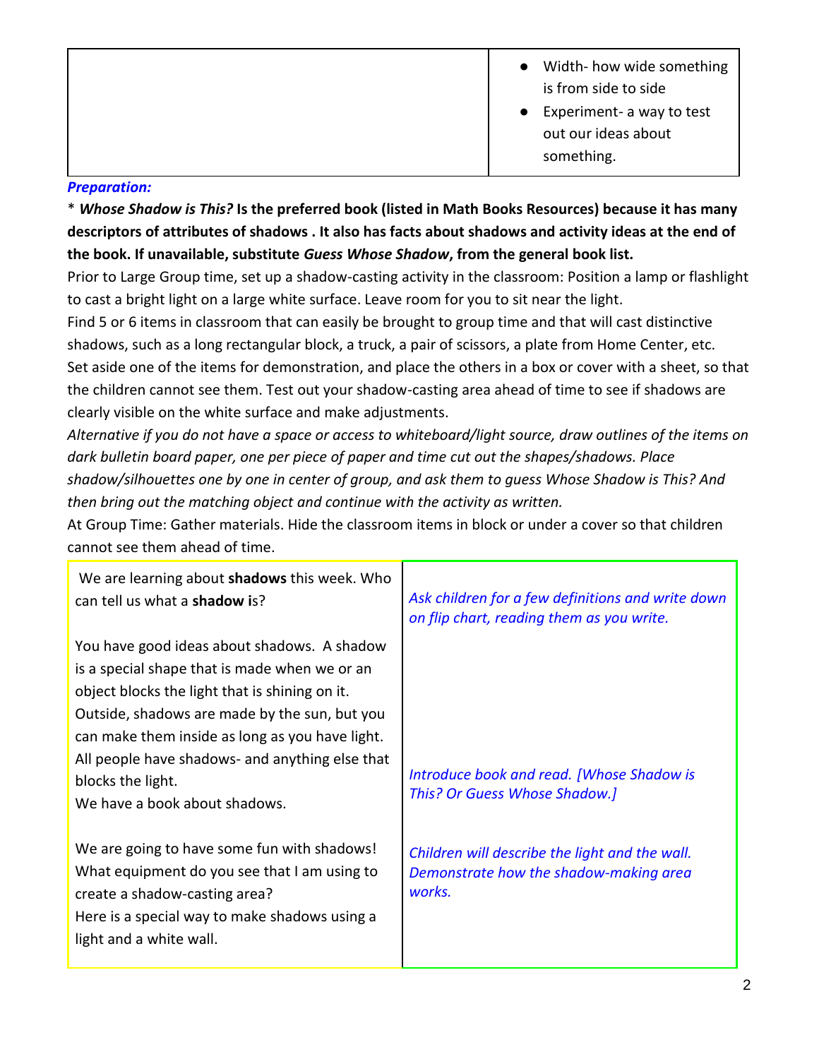| | |
|---|---|
| | • Width- how wide something is from side to side<br>• Experiment- a way to test out our ideas about something. |

***Preparation:***

* ***Whose Shadow is This?*** **Is the preferred book (listed in Math Books Resources) because it has many descriptors of attributes of shadows . It also has facts about shadows and activity ideas at the end of the book. If unavailable, substitute *Guess Whose Shadow*, from the general book list.**

Prior to Large Group time, set up a shadow-casting activity in the classroom: Position a lamp or flashlight to cast a bright light on a large white surface. Leave room for you to sit near the light.

Find 5 or 6 items in classroom that can easily be brought to group time and that will cast distinctive shadows, such as a long rectangular block, a truck, a pair of scissors, a plate from Home Center, etc.

Set aside one of the items for demonstration, and place the others in a box or cover with a sheet, so that the children cannot see them. Test out your shadow-casting area ahead of time to see if shadows are clearly visible on the white surface and make adjustments.

*Alternative if you do not have a space or access to whiteboard/light source, draw outlines of the items on dark bulletin board paper, one per piece of paper and time cut out the shapes/shadows. Place shadow/silhouettes one by one in center of group, and ask them to guess Whose Shadow is This? And then bring out the matching object and continue with the activity as written.*

At Group Time: Gather materials. Hide the classroom items in block or under a cover so that children cannot see them ahead of time.

| | |
|---|---|
| We are learning about **shadows** this week. Who can tell us what a **shadow i**s? | *Ask children for a few definitions and write down on flip chart, reading them as you write.* |
| You have good ideas about shadows. A shadow is a special shape that is made when we or an object blocks the light that is shining on it. Outside, shadows are made by the sun, but you can make them inside as long as you have light. All people have shadows- and anything else that blocks the light.<br>We have a book about shadows. | *Introduce book and read. [Whose Shadow is This? Or Guess Whose Shadow.]* |
| We are going to have some fun with shadows! What equipment do you see that I am using to create a shadow-casting area?<br>Here is a special way to make shadows using a light and a white wall. | *Children will describe the light and the wall. Demonstrate how the shadow-making area works.* |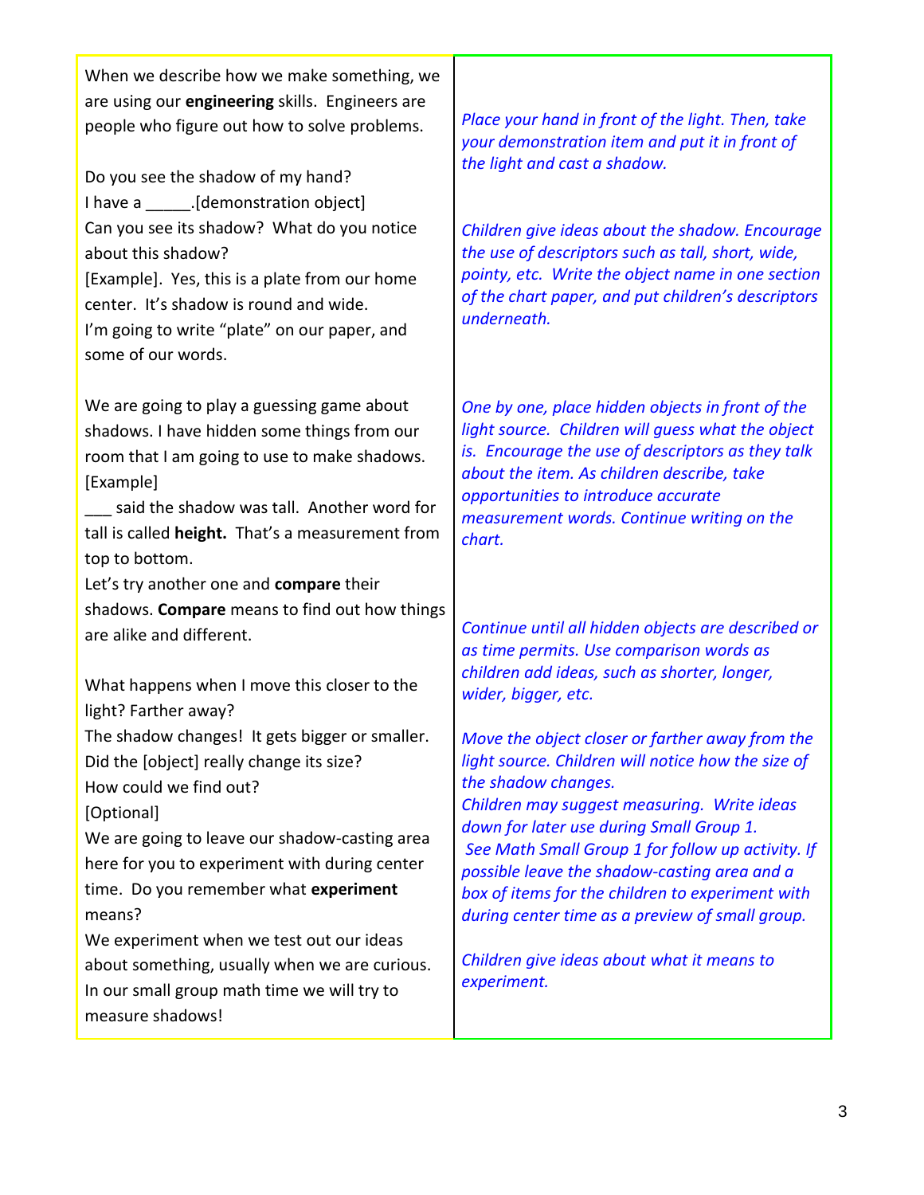| | |
|---|---|
| When we describe how we make something, we are using our **engineering** skills. Engineers are people who figure out how to solve problems.<br><br>Do you see the shadow of my hand?<br>I have a _____.[demonstration object]<br>Can you see its shadow? What do you notice about this shadow?<br>[Example]. Yes, this is a plate from our home center. It's shadow is round and wide.<br>I'm going to write "plate" on our paper, and some of our words. | *Place your hand in front of the light. Then, take your demonstration item and put it in front of the light and cast a shadow.*<br><br>*Children give ideas about the shadow. Encourage the use of descriptors such as tall, short, wide, pointy, etc. Write the object name in one section of the chart paper, and put children's descriptors underneath.* |
| We are going to play a guessing game about shadows. I have hidden some things from our room that I am going to use to make shadows.<br>[Example]<br>___ said the shadow was tall. Another word for tall is called **height.** That's a measurement from top to bottom.<br>Let's try another one and **compare** their shadows. **Compare** means to find out how things are alike and different. | *One by one, place hidden objects in front of the light source. Children will guess what the object is. Encourage the use of descriptors as they talk about the item. As children describe, take opportunities to introduce accurate measurement words. Continue writing on the chart.*<br><br>*Continue until all hidden objects are described or as time permits. Use comparison words as children add ideas, such as shorter, longer, wider, bigger, etc.* |
| What happens when I move this closer to the light? Farther away?<br>The shadow changes! It gets bigger or smaller.<br>Did the [object] really change its size?<br>How could we find out?<br>[Optional]<br>We are going to leave our shadow-casting area here for you to experiment with during center time. Do you remember what **experiment** means?<br>We experiment when we test out our ideas about something, usually when we are curious.<br>In our small group math time we will try to measure shadows! | *Move the object closer or farther away from the light source. Children will notice how the size of the shadow changes.*<br>*Children may suggest measuring. Write ideas down for later use during Small Group 1.*<br>*See Math Small Group 1 for follow up activity. If possible leave the shadow-casting area and a box of items for the children to experiment with during center time as a preview of small group.*<br><br>*Children give ideas about what it means to experiment.* |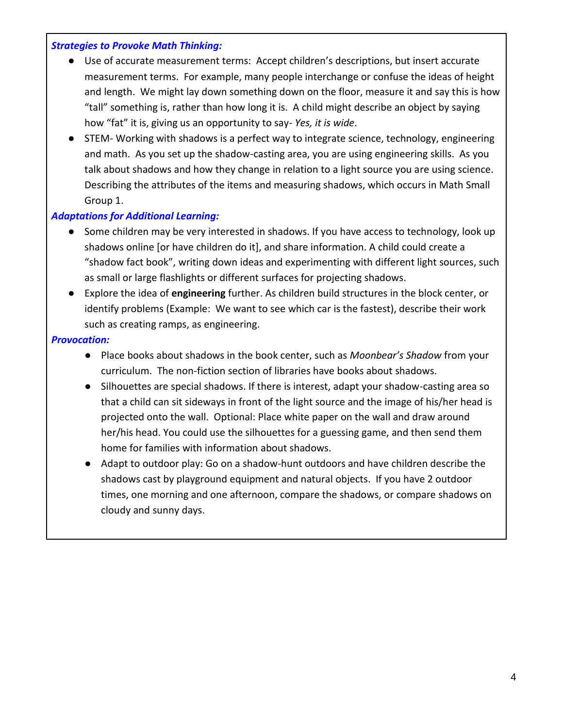***Strategies to Provoke Math Thinking:***

- Use of accurate measurement terms: Accept children's descriptions, but insert accurate measurement terms. For example, many people interchange or confuse the ideas of height and length. We might lay down something down on the floor, measure it and say this is how "tall" something is, rather than how long it is. A child might describe an object by saying how "fat" it is, giving us an opportunity to say- *Yes, it is wide*.
- STEM- Working with shadows is a perfect way to integrate science, technology, engineering and math. As you set up the shadow-casting area, you are using engineering skills. As you talk about shadows and how they change in relation to a light source you are using science. Describing the attributes of the items and measuring shadows, which occurs in Math Small Group 1.

***Adaptations for Additional Learning:***

- Some children may be very interested in shadows. If you have access to technology, look up shadows online [or have children do it], and share information. A child could create a "shadow fact book", writing down ideas and experimenting with different light sources, such as small or large flashlights or different surfaces for projecting shadows.
- Explore the idea of **engineering** further. As children build structures in the block center, or identify problems (Example: We want to see which car is the fastest), describe their work such as creating ramps, as engineering.

***Provocation:***

- Place books about shadows in the book center, such as *Moonbear's Shadow* from your curriculum. The non-fiction section of libraries have books about shadows.
- Silhouettes are special shadows. If there is interest, adapt your shadow-casting area so that a child can sit sideways in front of the light source and the image of his/her head is projected onto the wall. Optional: Place white paper on the wall and draw around her/his head. You could use the silhouettes for a guessing game, and then send them home for families with information about shadows.
- Adapt to outdoor play: Go on a shadow-hunt outdoors and have children describe the shadows cast by playground equipment and natural objects. If you have 2 outdoor times, one morning and one afternoon, compare the shadows, or compare shadows on cloudy and sunny days.